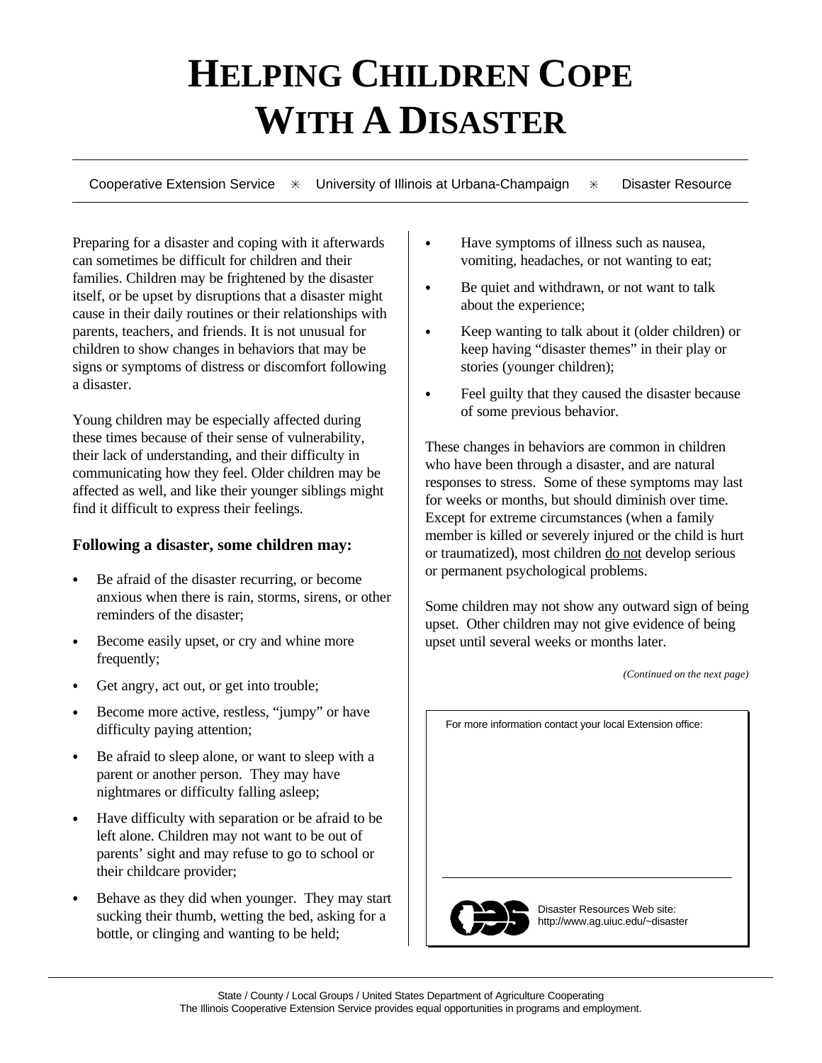# HELPING CHILDREN COPE WITH A DISASTER

Cooperative Extension Service ✳ University of Illinois at Urbana-Champaign ✳ Disaster Resource

Preparing for a disaster and coping with it afterwards can sometimes be difficult for children and their families. Children may be frightened by the disaster itself, or be upset by disruptions that a disaster might cause in their daily routines or their relationships with parents, teachers, and friends. It is not unusual for children to show changes in behaviors that may be signs or symptoms of distress or discomfort following a disaster.

Young children may be especially affected during these times because of their sense of vulnerability, their lack of understanding, and their difficulty in communicating how they feel. Older children may be affected as well, and like their younger siblings might find it difficult to express their feelings.

### Following a disaster, some children may:

- Be afraid of the disaster recurring, or become anxious when there is rain, storms, sirens, or other reminders of the disaster;
- Become easily upset, or cry and whine more frequently;
- Get angry, act out, or get into trouble;
- Become more active, restless, "jumpy" or have difficulty paying attention;
- Be afraid to sleep alone, or want to sleep with a parent or another person. They may have nightmares or difficulty falling asleep;
- Have difficulty with separation or be afraid to be left alone. Children may not want to be out of parents' sight and may refuse to go to school or their childcare provider;
- Behave as they did when younger. They may start sucking their thumb, wetting the bed, asking for a bottle, or clinging and wanting to be held;
- Have symptoms of illness such as nausea, vomiting, headaches, or not wanting to eat;
- Be quiet and withdrawn, or not want to talk about the experience;
- Keep wanting to talk about it (older children) or keep having "disaster themes" in their play or stories (younger children);
- Feel guilty that they caused the disaster because of some previous behavior.

These changes in behaviors are common in children who have been through a disaster, and are natural responses to stress. Some of these symptoms may last for weeks or months, but should diminish over time. Except for extreme circumstances (when a family member is killed or severely injured or the child is hurt or traumatized), most children do not develop serious or permanent psychological problems.

Some children may not show any outward sign of being upset. Other children may not give evidence of being upset until several weeks or months later.

*(Continued on the next page)*

For more information contact your local Extension office:

Disaster Resources Web site: http://www.ag.uiuc.edu/~disaster

State / County / Local Groups / United States Department of Agriculture Cooperating
The Illinois Cooperative Extension Service provides equal opportunities in programs and employment.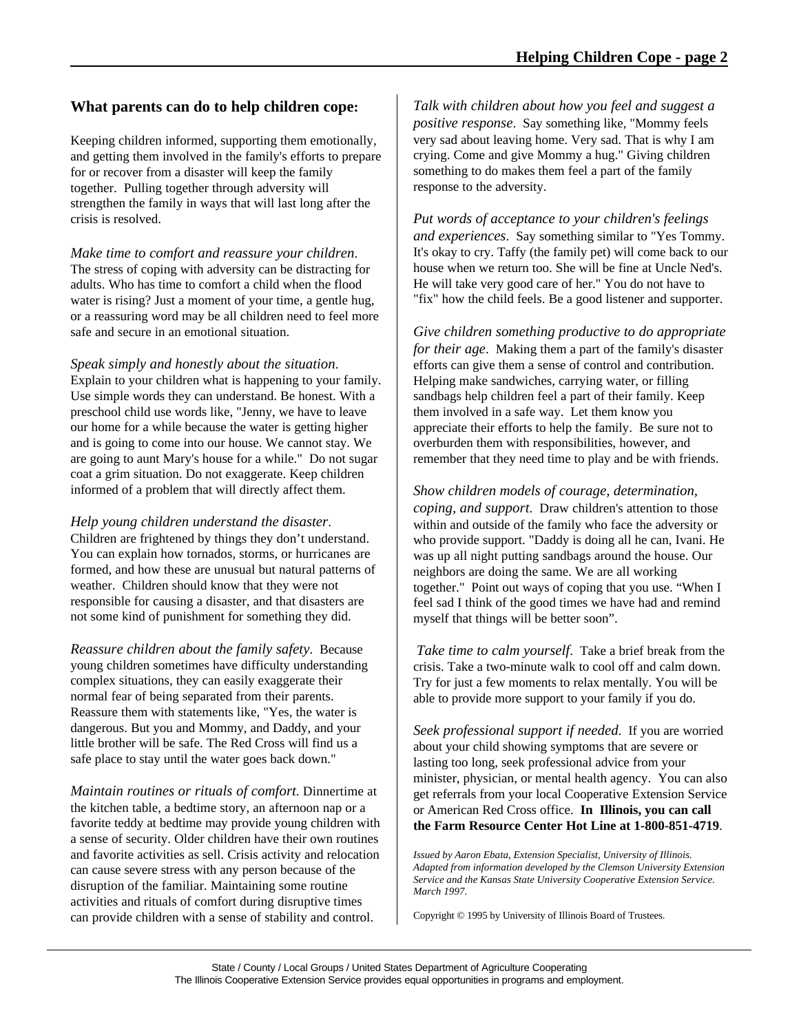## What parents can do to help children cope:

Keeping children informed, supporting them emotionally, and getting them involved in the family's efforts to prepare for or recover from a disaster will keep the family together. Pulling together through adversity will strengthen the family in ways that will last long after the crisis is resolved.

*Make time to comfort and reassure your children*. The stress of coping with adversity can be distracting for adults. Who has time to comfort a child when the flood water is rising? Just a moment of your time, a gentle hug, or a reassuring word may be all children need to feel more safe and secure in an emotional situation.

*Speak simply and honestly about the situation*. Explain to your children what is happening to your family. Use simple words they can understand. Be honest. With a preschool child use words like, "Jenny, we have to leave our home for a while because the water is getting higher and is going to come into our house. We cannot stay. We are going to aunt Mary's house for a while." Do not sugar coat a grim situation. Do not exaggerate. Keep children informed of a problem that will directly affect them.

*Help young children understand the disaster*. Children are frightened by things they don't understand. You can explain how tornados, storms, or hurricanes are formed, and how these are unusual but natural patterns of weather. Children should know that they were not responsible for causing a disaster, and that disasters are not some kind of punishment for something they did.

*Reassure children about the family safety*. Because young children sometimes have difficulty understanding complex situations, they can easily exaggerate their normal fear of being separated from their parents. Reassure them with statements like, "Yes, the water is dangerous. But you and Mommy, and Daddy, and your little brother will be safe. The Red Cross will find us a safe place to stay until the water goes back down."

*Maintain routines or rituals of comfort*. Dinnertime at the kitchen table, a bedtime story, an afternoon nap or a favorite teddy at bedtime may provide young children with a sense of security. Older children have their own routines and favorite activities as sell. Crisis activity and relocation can cause severe stress with any person because of the disruption of the familiar. Maintaining some routine activities and rituals of comfort during disruptive times can provide children with a sense of stability and control.

*Talk with children about how you feel and suggest a positive response*. Say something like, "Mommy feels very sad about leaving home. Very sad. That is why I am crying. Come and give Mommy a hug." Giving children something to do makes them feel a part of the family response to the adversity.

*Put words of acceptance to your children's feelings and experiences*. Say something similar to "Yes Tommy. It's okay to cry. Taffy (the family pet) will come back to our house when we return too. She will be fine at Uncle Ned's. He will take very good care of her." You do not have to "fix" how the child feels. Be a good listener and supporter.

*Give children something productive to do appropriate for their age*. Making them a part of the family's disaster efforts can give them a sense of control and contribution. Helping make sandwiches, carrying water, or filling sandbags help children feel a part of their family. Keep them involved in a safe way. Let them know you appreciate their efforts to help the family. Be sure not to overburden them with responsibilities, however, and remember that they need time to play and be with friends.

*Show children models of courage, determination, coping, and support*. Draw children's attention to those within and outside of the family who face the adversity or who provide support. "Daddy is doing all he can, Ivani. He was up all night putting sandbags around the house. Our neighbors are doing the same. We are all working together." Point out ways of coping that you use. "When I feel sad I think of the good times we have had and remind myself that things will be better soon".

*Take time to calm yourself*. Take a brief break from the crisis. Take a two-minute walk to cool off and calm down. Try for just a few moments to relax mentally. You will be able to provide more support to your family if you do.

*Seek professional support if needed*. If you are worried about your child showing symptoms that are severe or lasting too long, seek professional advice from your minister, physician, or mental health agency. You can also get referrals from your local Cooperative Extension Service or American Red Cross office. **In Illinois, you can call the Farm Resource Center Hot Line at 1-800-851-4719**.

*Issued by Aaron Ebata, Extension Specialist, University of Illinois. Adapted from information developed by the Clemson University Extension Service and the Kansas State University Cooperative Extension Service. March 1997.*

Copyright © 1995 by University of Illinois Board of Trustees.

State / County / Local Groups / United States Department of Agriculture Cooperating
The Illinois Cooperative Extension Service provides equal opportunities in programs and employment.